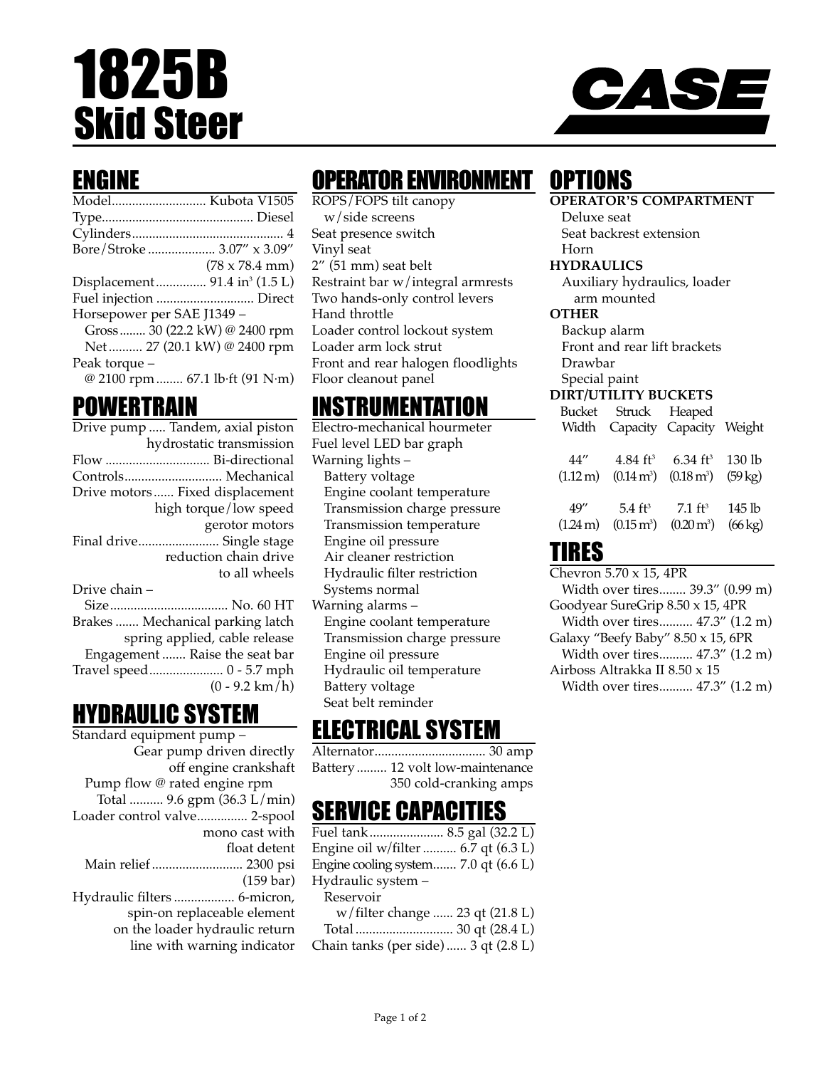# 1825B Skid Steer

CASE

## ENGINE

Model............................ Kubota V1505
Type............................................. Diesel
Cylinders............................................. 4
Bore/Stroke .................... 3.07″ x 3.09″ (78 x 78.4 mm)
Displacement............... 91.4 in³ (1.5 L)
Fuel injection ............................. Direct
Horsepower per SAE J1349 –
  Gross........ 30 (22.2 kW) @ 2400 rpm
  Net.......... 27 (20.1 kW) @ 2400 rpm
Peak torque –
  @ 2100 rpm........ 67.1 lb·ft (91 N·m)

## POWERTRAIN

Drive pump ..... Tandem, axial piston hydrostatic transmission
Flow ............................... Bi-directional
Controls............................. Mechanical
Drive motors...... Fixed displacement high torque/low speed gerotor motors
Final drive........................ Single stage reduction chain drive to all wheels
Drive chain –
  Size.................................. No. 60 HT
Brakes ....... Mechanical parking latch spring applied, cable release
  Engagement ....... Raise the seat bar
Travel speed...................... 0 - 5.7 mph (0 - 9.2 km/h)

## HYDRAULIC SYSTEM

Standard equipment pump – Gear pump driven directly off engine crankshaft
  Pump flow @ rated engine rpm
    Total .......... 9.6 gpm (36.3 L/min)
Loader control valve............... 2-spool mono cast with float detent
  Main relief ........................... 2300 psi (159 bar)
Hydraulic filters .................. 6-micron, spin-on replaceable element on the loader hydraulic return line with warning indicator

## OPERATOR ENVIRONMENT

ROPS/FOPS tilt canopy w/side screens
Seat presence switch
Vinyl seat
2″ (51 mm) seat belt
Restraint bar w/integral armrests
Two hands-only control levers
Hand throttle
Loader control lockout system
Loader arm lock strut
Front and rear halogen floodlights
Floor cleanout panel

## INSTRUMENTATION

Electro-mechanical hourmeter
Fuel level LED bar graph
Warning lights –
  Battery voltage
  Engine coolant temperature
  Transmission charge pressure
  Transmission temperature
  Engine oil pressure
  Air cleaner restriction
  Hydraulic filter restriction
  Systems normal
Warning alarms –
  Engine coolant temperature
  Transmission charge pressure
  Engine oil pressure
  Hydraulic oil temperature
  Battery voltage
  Seat belt reminder

## ELECTRICAL SYSTEM

Alternator................................. 30 amp
Battery ......... 12 volt low-maintenance 350 cold-cranking amps

## SERVICE CAPACITIES

Fuel tank...................... 8.5 gal (32.2 L)
Engine oil w/filter .......... 6.7 qt (6.3 L)
Engine cooling system....... 7.0 qt (6.6 L)
Hydraulic system –
  Reservoir
    w/filter change ...... 23 qt (21.8 L)
  Total ............................ 30 qt (28.4 L)
Chain tanks (per side)...... 3 qt (2.8 L)

## OPTIONS

**OPERATOR'S COMPARTMENT**
  Deluxe seat
  Seat backrest extension
  Horn

**HYDRAULICS**
  Auxiliary hydraulics, loader arm mounted

**OTHER**
  Backup alarm
  Front and rear lift brackets
  Drawbar
  Special paint

**DIRT/UTILITY BUCKETS**

| Bucket Width | Struck Capacity | Heaped Capacity | Weight |
|---|---|---|---|
| 44″ (1.12 m) | 4.84 ft³ (0.14 m³) | 6.34 ft³ (0.18 m³) | 130 lb (59 kg) |
| 49″ (1.24 m) | 5.4 ft³ (0.15 m³) | 7.1 ft³ (0.20 m³) | 145 lb (66 kg) |

## TIRES

Chevron 5.70 x 15, 4PR
  Width over tires........ 39.3″ (0.99 m)
Goodyear SureGrip 8.50 x 15, 4PR
  Width over tires.......... 47.3″ (1.2 m)
Galaxy "Beefy Baby" 8.50 x 15, 6PR
  Width over tires.......... 47.3″ (1.2 m)
Airboss Altrakka II 8.50 x 15
  Width over tires.......... 47.3″ (1.2 m)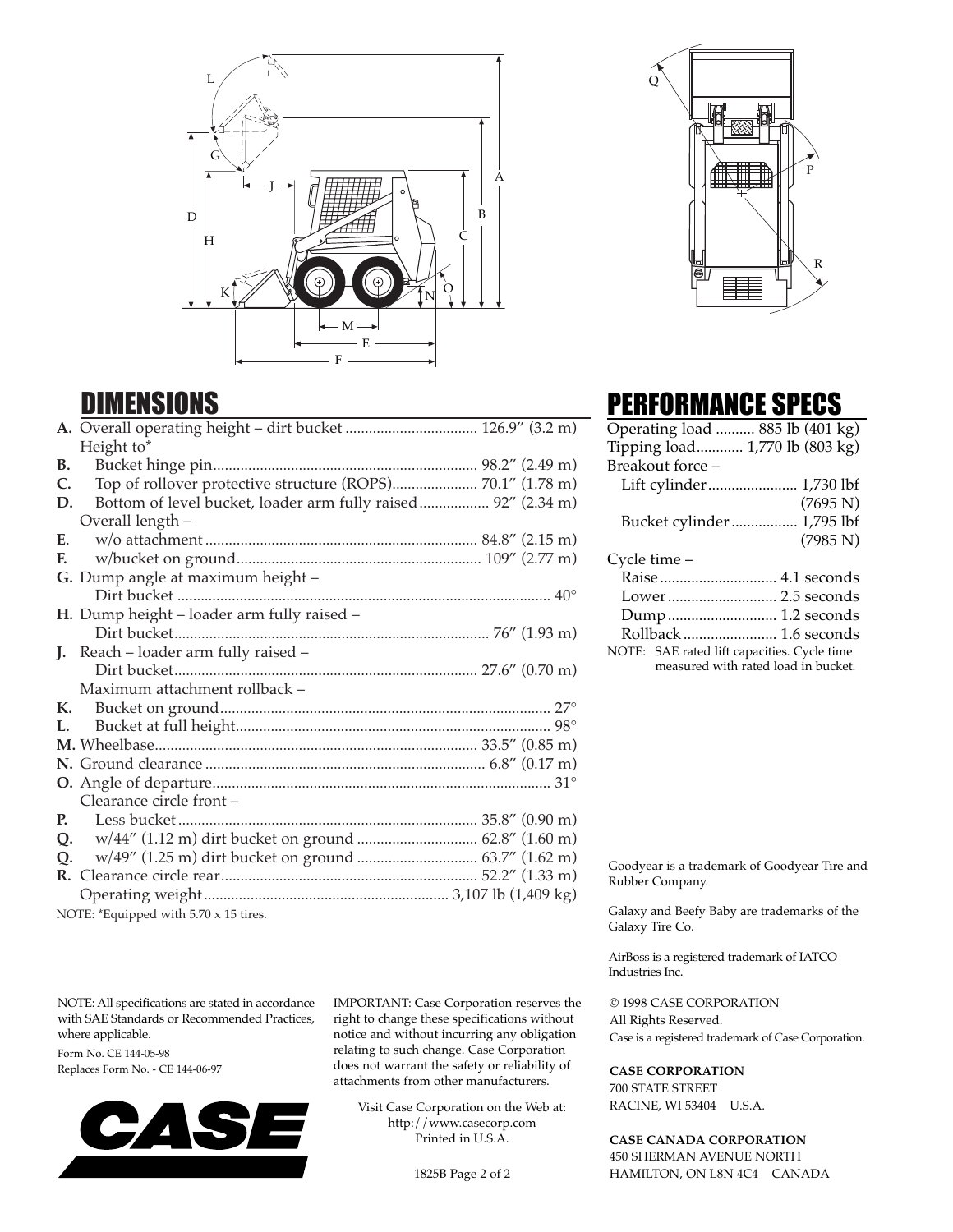## DIMENSIONS

| | | |
|---|---|---|
| **A.** | Overall operating height – dirt bucket | 126.9″ (3.2 m) |
| | Height to* | |
| **B.** | Bucket hinge pin | 98.2″ (2.49 m) |
| **C.** | Top of rollover protective structure (ROPS) | 70.1″ (1.78 m) |
| **D.** | Bottom of level bucket, loader arm fully raised | 92″ (2.34 m) |
| | Overall length – | |
| **E.** | w/o attachment | 84.8″ (2.15 m) |
| **F.** | w/bucket on ground | 109″ (2.77 m) |
| **G.** | Dump angle at maximum height – Dirt bucket | 40° |
| **H.** | Dump height – loader arm fully raised – Dirt bucket | 76″ (1.93 m) |
| **J.** | Reach – loader arm fully raised – Dirt bucket | 27.6″ (0.70 m) |
| | Maximum attachment rollback – | |
| **K.** | Bucket on ground | 27° |
| **L.** | Bucket at full height | 98° |
| **M.** | Wheelbase | 33.5″ (0.85 m) |
| **N.** | Ground clearance | 6.8″ (0.17 m) |
| **O.** | Angle of departure | 31° |
| | Clearance circle front – | |
| **P.** | Less bucket | 35.8″ (0.90 m) |
| **Q.** | w/44″ (1.12 m) dirt bucket on ground | 62.8″ (1.60 m) |
| **Q.** | w/49″ (1.25 m) dirt bucket on ground | 63.7″ (1.62 m) |
| **R.** | Clearance circle rear | 52.2″ (1.33 m) |
| | Operating weight | 3,107 lb (1,409 kg) |

NOTE: *Equipped with 5.70 x 15 tires.

## PERFORMANCE SPECS

| | |
|---|---|
| Operating load | 885 lb (401 kg) |
| Tipping load | 1,770 lb (803 kg) |
| Breakout force – | |
| Lift cylinder | 1,730 lbf (7695 N) |
| Bucket cylinder | 1,795 lbf (7985 N) |
| Cycle time – | |
| Raise | 4.1 seconds |
| Lower | 2.5 seconds |
| Dump | 1.2 seconds |
| Rollback | 1.6 seconds |

NOTE: SAE rated lift capacities. Cycle time measured with rated load in bucket.

Goodyear is a trademark of Goodyear Tire and Rubber Company.

Galaxy and Beefy Baby are trademarks of the Galaxy Tire Co.

AirBoss is a registered trademark of IATCO Industries Inc.

NOTE: All specifications are stated in accordance with SAE Standards or Recommended Practices, where applicable.

Form No. CE 144-05-98
Replaces Form No. - CE 144-06-97

IMPORTANT: Case Corporation reserves the right to change these specifications without notice and without incurring any obligation relating to such change. Case Corporation does not warrant the safety or reliability of attachments from other manufacturers.

Visit Case Corporation on the Web at:
http://www.casecorp.com
Printed in U.S.A.

1825B

© 1998 CASE CORPORATION
All Rights Reserved.
Case is a registered trademark of Case Corporation.

**CASE CORPORATION**
700 STATE STREET
RACINE, WI 53404 U.S.A.

**CASE CANADA CORPORATION**
450 SHERMAN AVENUE NORTH
HAMILTON, ON L8N 4C4 CANADA